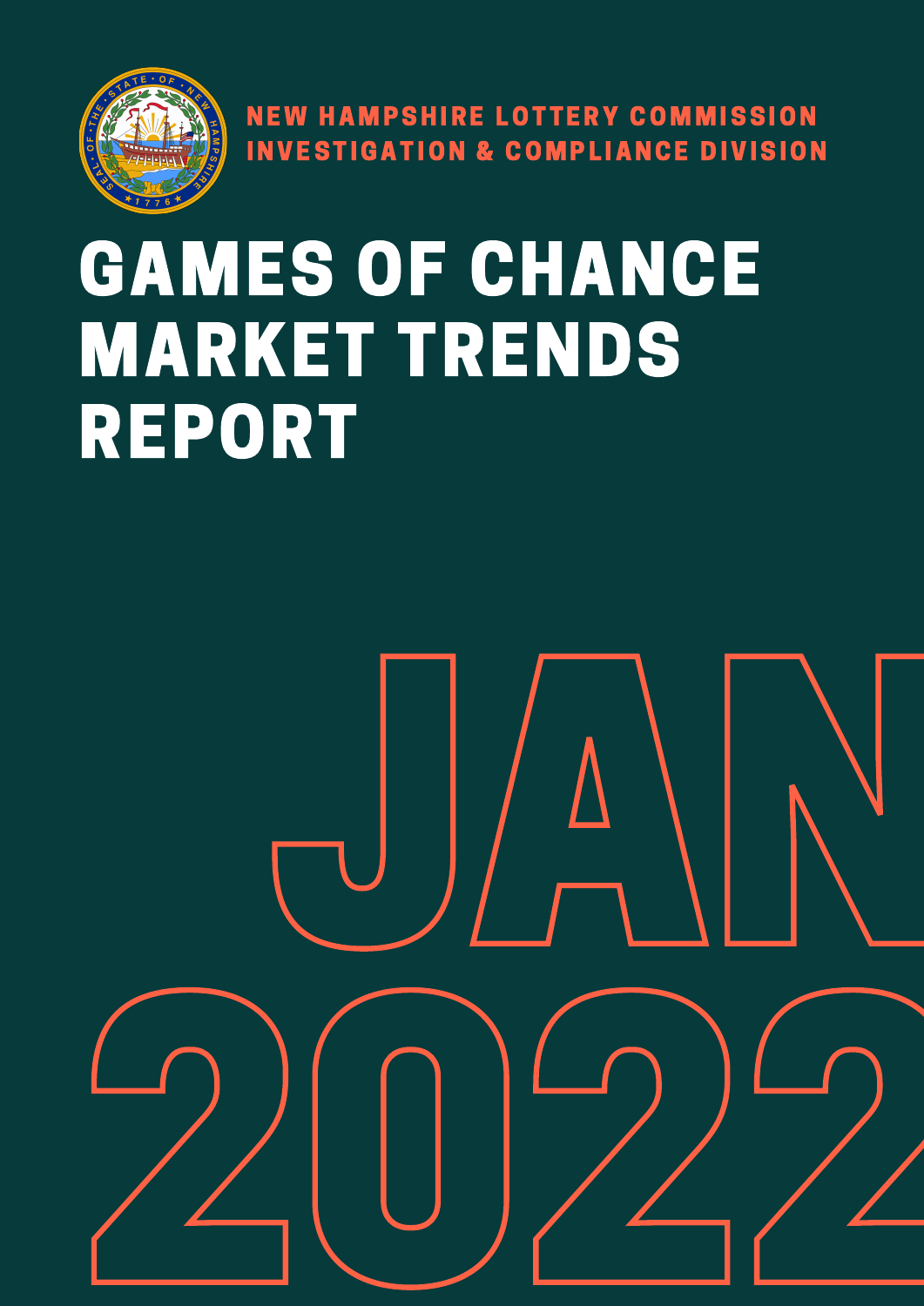NEW HAMPSHIRE LOTTERY COMMISSION
INVESTIGATION & COMPLIANCE DIVISION

# GAMES OF CHANCE MARKET TRENDS REPORT

JAN 2022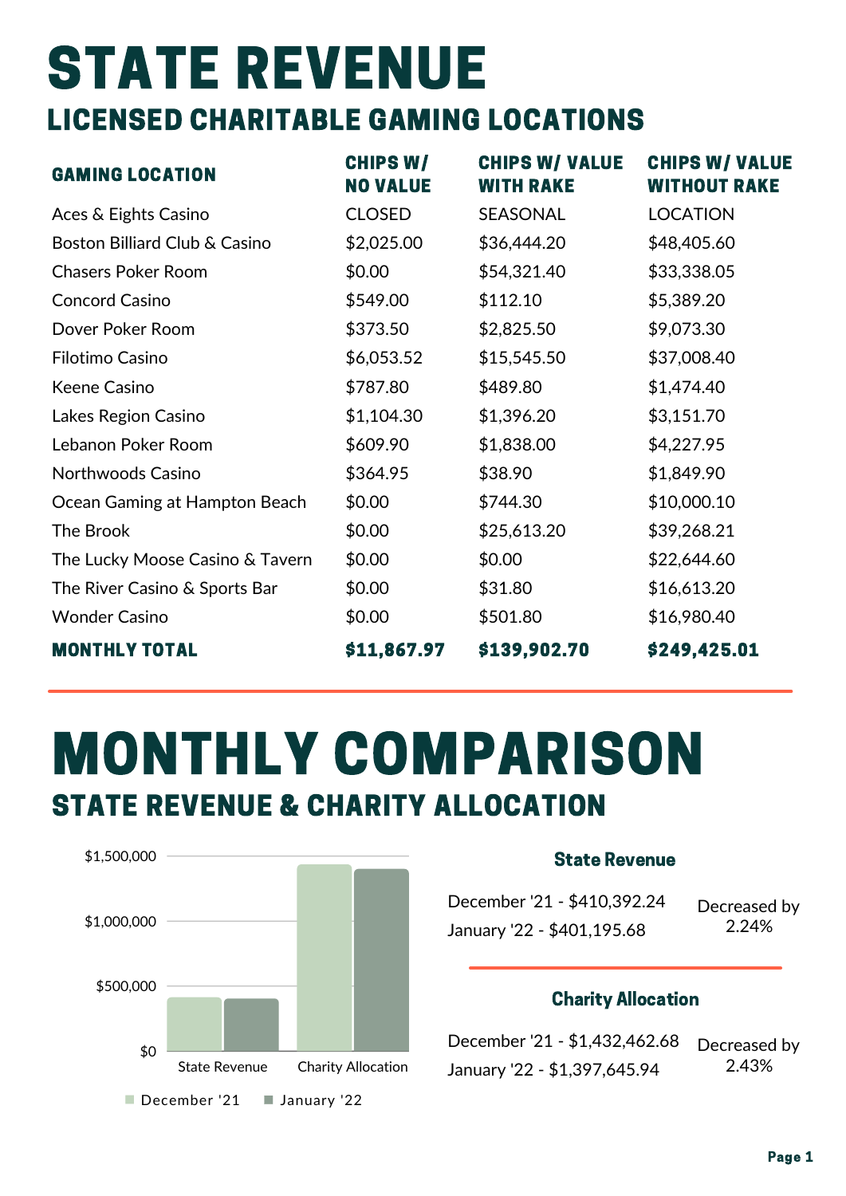# STATE REVENUE

## LICENSED CHARITABLE GAMING LOCATIONS

| GAMING LOCATION | CHIPS W/ NO VALUE | CHIPS W/ VALUE WITH RAKE | CHIPS W/ VALUE WITHOUT RAKE |
|---|---|---|---|
| Aces & Eights Casino | CLOSED | SEASONAL | LOCATION |
| Boston Billiard Club & Casino | $2,025.00 | $36,444.20 | $48,405.60 |
| Chasers Poker Room | $0.00 | $54,321.40 | $33,338.05 |
| Concord Casino | $549.00 | $112.10 | $5,389.20 |
| Dover Poker Room | $373.50 | $2,825.50 | $9,073.30 |
| Filotimo Casino | $6,053.52 | $15,545.50 | $37,008.40 |
| Keene Casino | $787.80 | $489.80 | $1,474.40 |
| Lakes Region Casino | $1,104.30 | $1,396.20 | $3,151.70 |
| Lebanon Poker Room | $609.90 | $1,838.00 | $4,227.95 |
| Northwoods Casino | $364.95 | $38.90 | $1,849.90 |
| Ocean Gaming at Hampton Beach | $0.00 | $744.30 | $10,000.10 |
| The Brook | $0.00 | $25,613.20 | $39,268.21 |
| The Lucky Moose Casino & Tavern | $0.00 | $0.00 | $22,644.60 |
| The River Casino & Sports Bar | $0.00 | $31.80 | $16,613.20 |
| Wonder Casino | $0.00 | $501.80 | $16,980.40 |
| **MONTHLY TOTAL** | **$11,867.97** | **$139,902.70** | **$249,425.01** |

# MONTHLY COMPARISON

## STATE REVENUE & CHARITY ALLOCATION

$1,500,000
$1,000,000
$500,000
$0

State Revenue | Charity Allocation

December '21 | January '22

### State Revenue

December '21 - $410,392.24
January '22 - $401,195.68

Decreased by 2.24%

### Charity Allocation

December '21 - $1,432,462.68
January '22 - $1,397,645.94

Decreased by 2.43%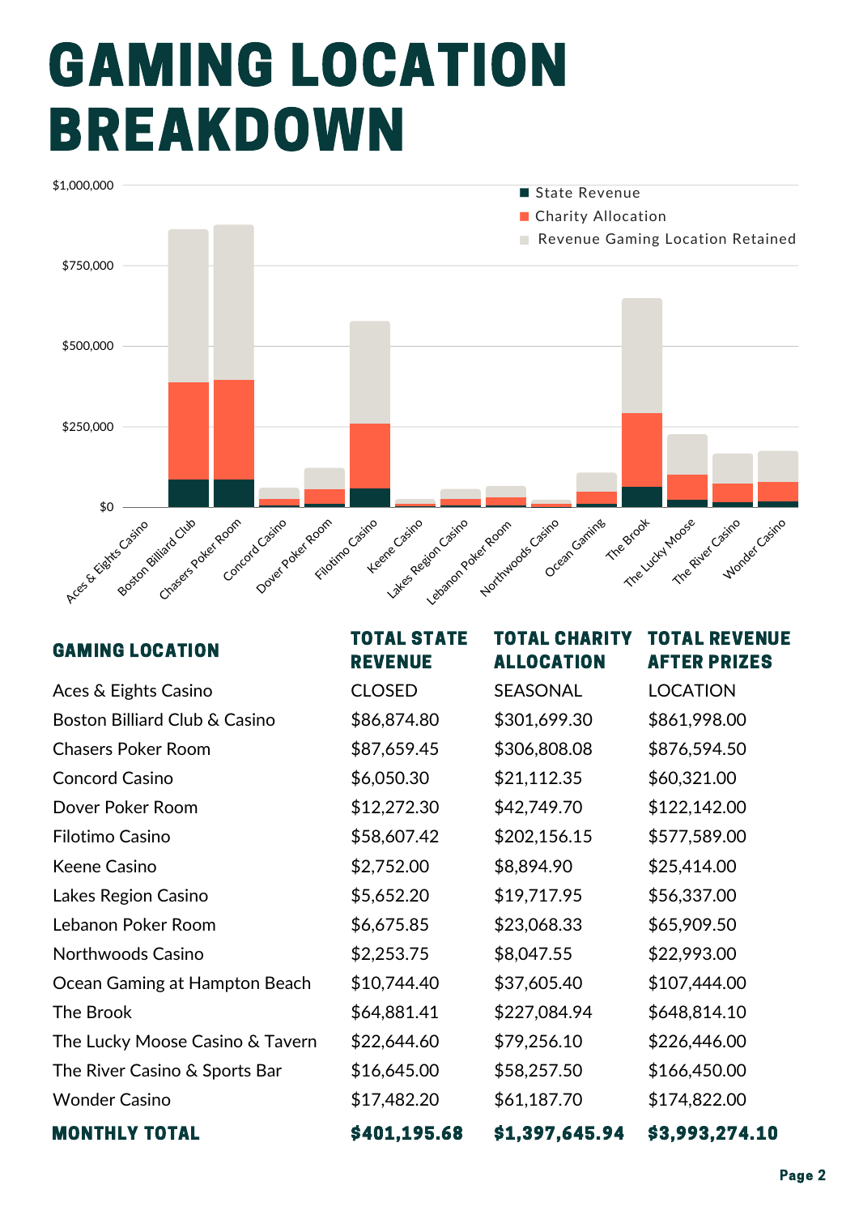# GAMING LOCATION BREAKDOWN

| GAMING LOCATION | TOTAL STATE REVENUE | TOTAL CHARITY ALLOCATION | TOTAL REVENUE AFTER PRIZES |
|---|---|---|---|
| Aces & Eights Casino | CLOSED | SEASONAL | LOCATION |
| Boston Billiard Club & Casino | $86,874.80 | $301,699.30 | $861,998.00 |
| Chasers Poker Room | $87,659.45 | $306,808.08 | $876,594.50 |
| Concord Casino | $6,050.30 | $21,112.35 | $60,321.00 |
| Dover Poker Room | $12,272.30 | $42,749.70 | $122,142.00 |
| Filotimo Casino | $58,607.42 | $202,156.15 | $577,589.00 |
| Keene Casino | $2,752.00 | $8,894.90 | $25,414.00 |
| Lakes Region Casino | $5,652.20 | $19,717.95 | $56,337.00 |
| Lebanon Poker Room | $6,675.85 | $23,068.33 | $65,909.50 |
| Northwoods Casino | $2,253.75 | $8,047.55 | $22,993.00 |
| Ocean Gaming at Hampton Beach | $10,744.40 | $37,605.40 | $107,444.00 |
| The Brook | $64,881.41 | $227,084.94 | $648,814.10 |
| The Lucky Moose Casino & Tavern | $22,644.60 | $79,256.10 | $226,446.00 |
| The River Casino & Sports Bar | $16,645.00 | $58,257.50 | $166,450.00 |
| Wonder Casino | $17,482.20 | $61,187.70 | $174,822.00 |
| **MONTHLY TOTAL** | **$401,195.68** | **$1,397,645.94** | **$3,993,274.10** |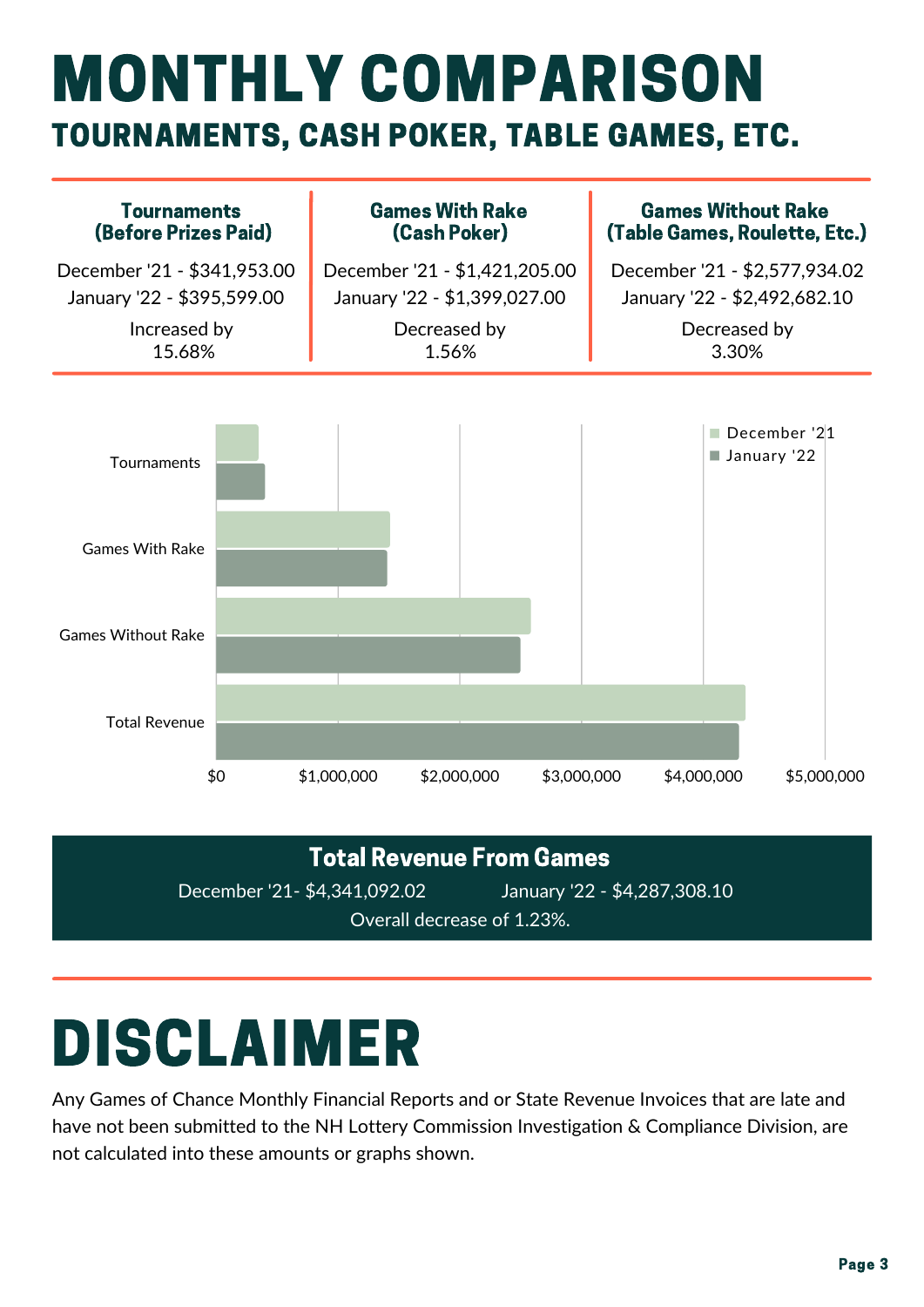# MONTHLY COMPARISON

## TOURNAMENTS, CASH POKER, TABLE GAMES, ETC.

| Tournaments (Before Prizes Paid) | Games With Rake (Cash Poker) | Games Without Rake (Table Games, Roulette, Etc.) |
|---|---|---|
| December '21 - $341,953.00 | December '21 - $1,421,205.00 | December '21 - $2,577,934.02 |
| January '22 - $395,599.00 | January '22 - $1,399,027.00 | January '22 - $2,492,682.10 |
| Increased by 15.68% | Decreased by 1.56% | Decreased by 3.30% |

December '21
January '22

Tournaments
Games With Rake
Games Without Rake
Total Revenue

$0
$1,000,000
$2,000,000
$3,000,000
$4,000,000
$5,000,000

**Total Revenue From Games**

December '21- $4,341,092.02 January '22 - $4,287,308.10

Overall decrease of 1.23%.

# DISCLAIMER

Any Games of Chance Monthly Financial Reports and or State Revenue Invoices that are late and have not been submitted to the NH Lottery Commission Investigation & Compliance Division, are not calculated into these amounts or graphs shown.